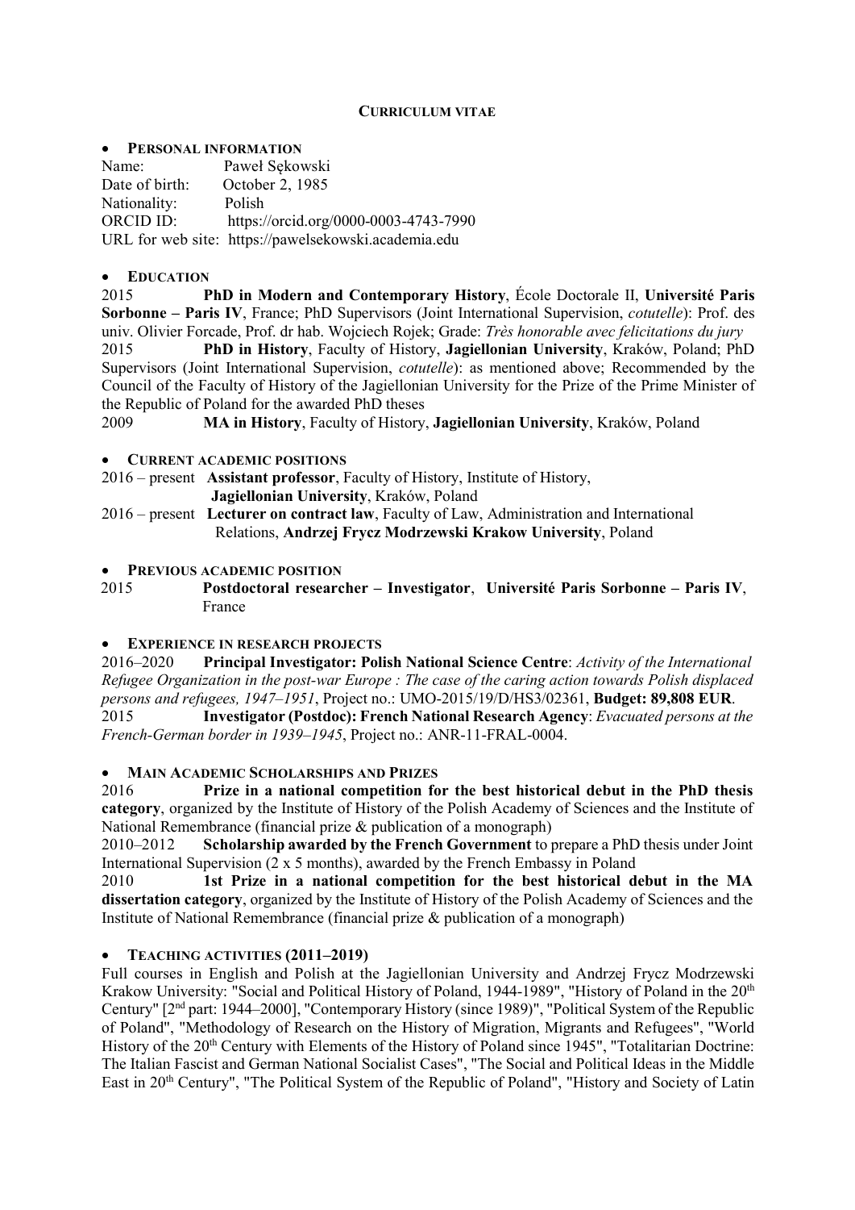# CURRICULUM VITAE

## PERSONAL INFORMATION

Name: Paweł Sękowski
Date of birth: October 2, 1985
Nationality: Polish
ORCID ID: https://orcid.org/0000-0003-4743-7990
URL for web site: https://pawelsekowski.academia.edu

## EDUCATION

2015 **PhD in Modern and Contemporary History**, École Doctorale II, **Université Paris Sorbonne – Paris IV**, France; PhD Supervisors (Joint International Supervision, *cotutelle*): Prof. des univ. Olivier Forcade, Prof. dr hab. Wojciech Rojek; Grade: *Très honorable avec felicitations du jury*

2015 **PhD in History**, Faculty of History, **Jagiellonian University**, Kraków, Poland; PhD Supervisors (Joint International Supervision, *cotutelle*): as mentioned above; Recommended by the Council of the Faculty of History of the Jagiellonian University for the Prize of the Prime Minister of the Republic of Poland for the awarded PhD theses

2009 **MA in History**, Faculty of History, **Jagiellonian University**, Kraków, Poland

## CURRENT ACADEMIC POSITIONS

2016 – present **Assistant professor**, Faculty of History, Institute of History, **Jagiellonian University**, Kraków, Poland

2016 – present **Lecturer on contract law**, Faculty of Law, Administration and International Relations, **Andrzej Frycz Modrzewski Krakow University**, Poland

## PREVIOUS ACADEMIC POSITION

2015 **Postdoctoral researcher – Investigator**, **Université Paris Sorbonne – Paris IV**, France

## EXPERIENCE IN RESEARCH PROJECTS

2016–2020 **Principal Investigator: Polish National Science Centre**: *Activity of the International Refugee Organization in the post-war Europe : The case of the caring action towards Polish displaced persons and refugees, 1947–1951*, Project no.: UMO-2015/19/D/HS3/02361, **Budget: 89,808 EUR**.

2015 **Investigator (Postdoc): French National Research Agency**: *Evacuated persons at the French-German border in 1939–1945*, Project no.: ANR-11-FRAL-0004.

## MAIN ACADEMIC SCHOLARSHIPS AND PRIZES

2016 **Prize in a national competition for the best historical debut in the PhD thesis category**, organized by the Institute of History of the Polish Academy of Sciences and the Institute of National Remembrance (financial prize & publication of a monograph)

2010–2012 **Scholarship awarded by the French Government** to prepare a PhD thesis under Joint International Supervision (2 x 5 months), awarded by the French Embassy in Poland

2010 **1st Prize in a national competition for the best historical debut in the MA dissertation category**, organized by the Institute of History of the Polish Academy of Sciences and the Institute of National Remembrance (financial prize & publication of a monograph)

## TEACHING ACTIVITIES (2011–2019)

Full courses in English and Polish at the Jagiellonian University and Andrzej Frycz Modrzewski Krakow University: "Social and Political History of Poland, 1944-1989", "History of Poland in the 20th Century" [2nd part: 1944–2000], "Contemporary History (since 1989)", "Political System of the Republic of Poland", "Methodology of Research on the History of Migration, Migrants and Refugees", "World History of the 20th Century with Elements of the History of Poland since 1945", "Totalitarian Doctrine: The Italian Fascist and German National Socialist Cases", "The Social and Political Ideas in the Middle East in 20th Century", "The Political System of the Republic of Poland", "History and Society of Latin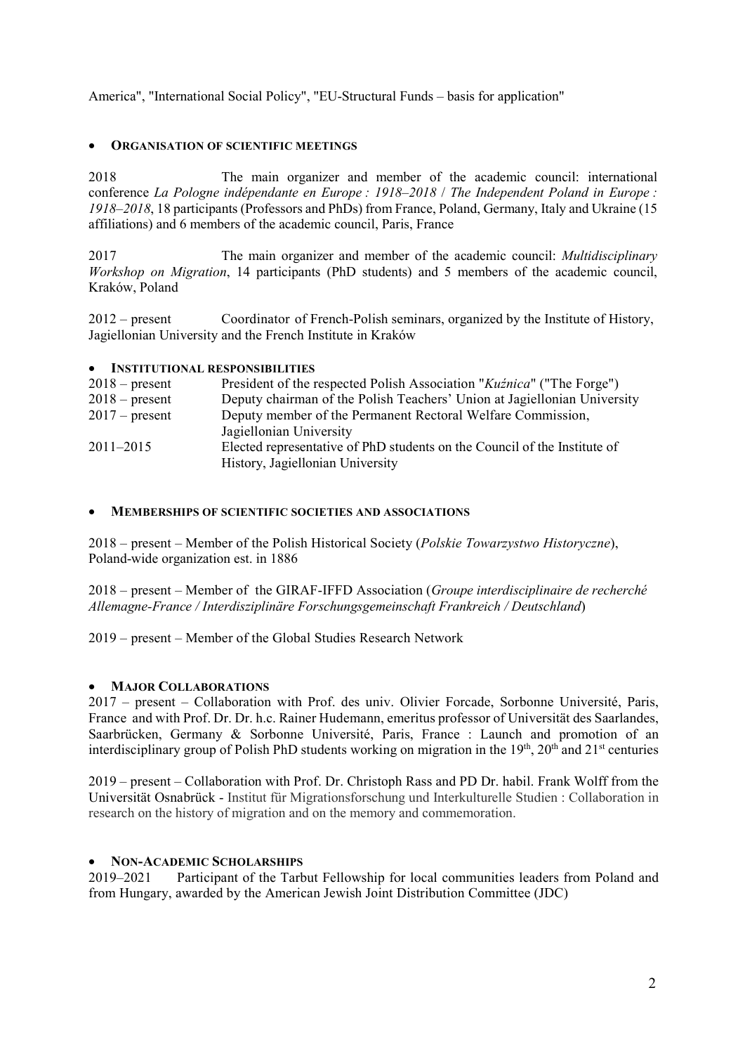America", "International Social Policy", "EU-Structural Funds – basis for application"

- **ORGANISATION OF SCIENTIFIC MEETINGS**

2018 The main organizer and member of the academic council: international conference *La Pologne indépendante en Europe : 1918–2018* / *The Independent Poland in Europe : 1918–2018*, 18 participants (Professors and PhDs) from France, Poland, Germany, Italy and Ukraine (15 affiliations) and 6 members of the academic council, Paris, France

2017 The main organizer and member of the academic council: *Multidisciplinary Workshop on Migration*, 14 participants (PhD students) and 5 members of the academic council, Kraków, Poland

2012 – present Coordinator of French-Polish seminars, organized by the Institute of History, Jagiellonian University and the French Institute in Kraków

- **INSTITUTIONAL RESPONSIBILITIES**

2018 – present President of the respected Polish Association "*Kuźnica*" ("The Forge")
2018 – present Deputy chairman of the Polish Teachers' Union at Jagiellonian University
2017 – present Deputy member of the Permanent Rectoral Welfare Commission, Jagiellonian University
2011–2015 Elected representative of PhD students on the Council of the Institute of History, Jagiellonian University

- **MEMBERSHIPS OF SCIENTIFIC SOCIETIES AND ASSOCIATIONS**

2018 – present – Member of the Polish Historical Society (*Polskie Towarzystwo Historyczne*), Poland-wide organization est. in 1886

2018 – present – Member of the GIRAF-IFFD Association (*Groupe interdisciplinaire de recherché Allemagne-France / Interdisziplinäre Forschungsgemeinschaft Frankreich / Deutschland*)

2019 – present – Member of the Global Studies Research Network

- **MAJOR COLLABORATIONS**

2017 – present – Collaboration with Prof. des univ. Olivier Forcade, Sorbonne Université, Paris, France and with Prof. Dr. Dr. h.c. Rainer Hudemann, emeritus professor of Universität des Saarlandes, Saarbrücken, Germany & Sorbonne Université, Paris, France : Launch and promotion of an interdisciplinary group of Polish PhD students working on migration in the 19th, 20th and 21st centuries

2019 – present – Collaboration with Prof. Dr. Christoph Rass and PD Dr. habil. Frank Wolff from the Universität Osnabrück - Institut für Migrationsforschung und Interkulturelle Studien : Collaboration in research on the history of migration and on the memory and commemoration.

- **NON-ACADEMIC SCHOLARSHIPS**

2019–2021 Participant of the Tarbut Fellowship for local communities leaders from Poland and from Hungary, awarded by the American Jewish Joint Distribution Committee (JDC)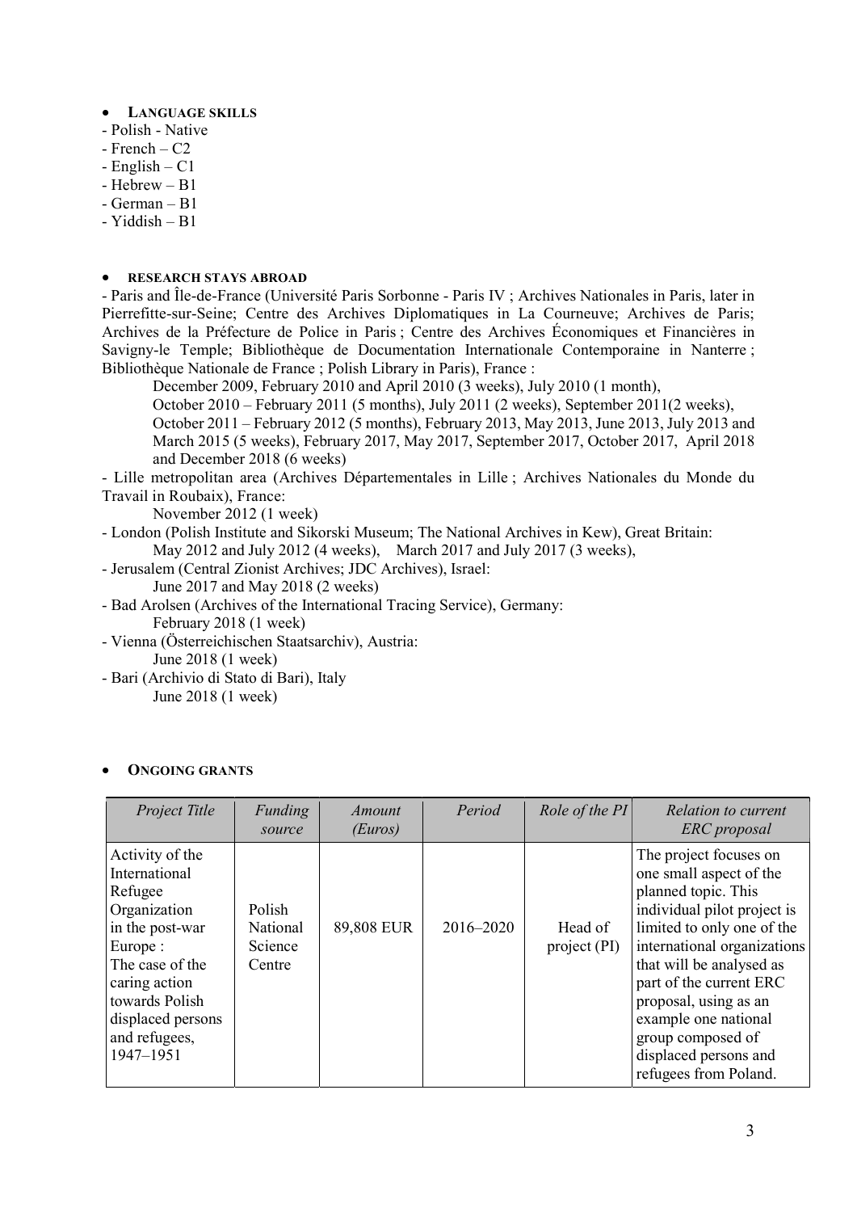- **Language skills**

- Polish - Native
- French – C2
- English – C1
- Hebrew – B1
- German – B1
- Yiddish – B1

- **Research stays abroad**

- Paris and Île-de-France (Université Paris Sorbonne - Paris IV ; Archives Nationales in Paris, later in Pierrefitte-sur-Seine; Centre des Archives Diplomatiques in La Courneuve; Archives de Paris; Archives de la Préfecture de Police in Paris ; Centre des Archives Économiques et Financières in Savigny-le Temple; Bibliothèque de Documentation Internationale Contemporaine in Nanterre ; Bibliothèque Nationale de France ; Polish Library in Paris), France :

  December 2009, February 2010 and April 2010 (3 weeks), July 2010 (1 month),
  October 2010 – February 2011 (5 months), July 2011 (2 weeks), September 2011(2 weeks),
  October 2011 – February 2012 (5 months), February 2013, May 2013, June 2013, July 2013 and March 2015 (5 weeks), February 2017, May 2017, September 2017, October 2017, April 2018 and December 2018 (6 weeks)

- Lille metropolitan area (Archives Départementales in Lille ; Archives Nationales du Monde du Travail in Roubaix), France:

  November 2012 (1 week)

- London (Polish Institute and Sikorski Museum; The National Archives in Kew), Great Britain:

  May 2012 and July 2012 (4 weeks), March 2017 and July 2017 (3 weeks),

- Jerusalem (Central Zionist Archives; JDC Archives), Israel:

  June 2017 and May 2018 (2 weeks)

- Bad Arolsen (Archives of the International Tracing Service), Germany:

  February 2018 (1 week)

- Vienna (Österreichischen Staatsarchiv), Austria:

  June 2018 (1 week)

- Bari (Archivio di Stato di Bari), Italy

  June 2018 (1 week)

- **Ongoing grants**

| *Project Title* | *Funding source* | *Amount (Euros)* | *Period* | *Role of the PI* | *Relation to current ERC proposal* |
|---|---|---|---|---|---|
| Activity of the International Refugee Organization in the post-war Europe : The case of the caring action towards Polish displaced persons and refugees, 1947–1951 | Polish National Science Centre | 89,808 EUR | 2016–2020 | Head of project (PI) | The project focuses on one small aspect of the planned topic. This individual pilot project is limited to only one of the international organizations that will be analysed as part of the current ERC proposal, using as an example one national group composed of displaced persons and refugees from Poland. |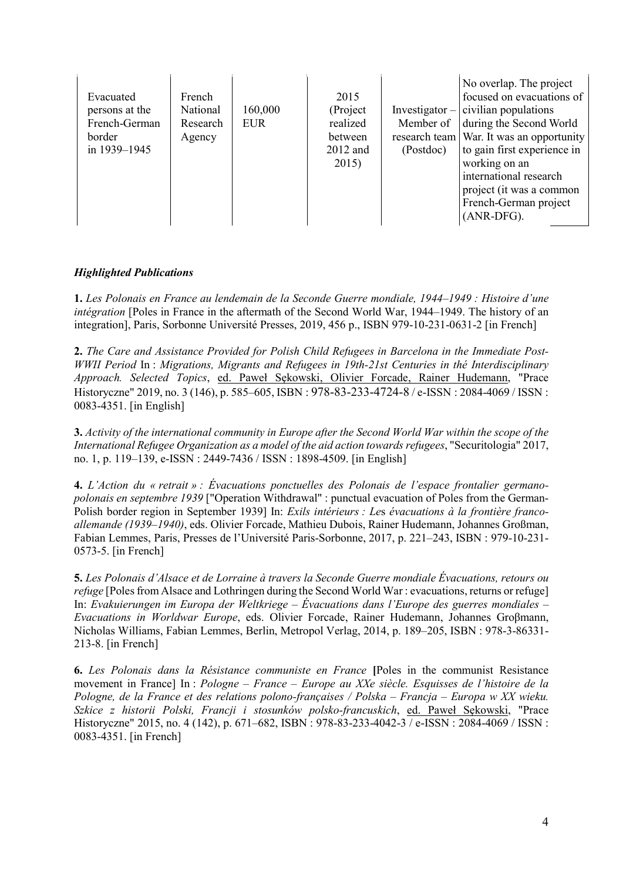| | | | | | |
|---|---|---|---|---|---|
| Evacuated persons at the French-German border in 1939–1945 | French National Research Agency | 160,000 EUR | 2015 (Project realized between 2012 and 2015) | Investigator – Member of research team (Postdoc) | No overlap. The project focused on evacuations of civilian populations during the Second World War. It was an opportunity to gain first experience in working on an international research project (it was a common French-German project (ANR-DFG). |

### ***Highlighted Publications***

**1.** *Les Polonais en France au lendemain de la Seconde Guerre mondiale, 1944–1949 : Histoire d'une intégration* [Poles in France in the aftermath of the Second World War, 1944–1949. The history of an integration], Paris, Sorbonne Université Presses, 2019, 456 p., ISBN 979-10-231-0631-2 [in French]

**2.** *The Care and Assistance Provided for Polish Child Refugees in Barcelona in the Immediate Post-WWII Period* In : *Migrations, Migrants and Refugees in 19th-21st Centuries in thé Interdisciplinary Approach. Selected Topics*, ed. Paweł Sękowski, Olivier Forcade, Rainer Hudemann, "Prace Historyczne" 2019, no. 3 (146), p. 585–605, ISBN : 978-83-233-4724-8 / e-ISSN : 2084-4069 / ISSN : 0083-4351. [in English]

**3.** *Activity of the international community in Europe after the Second World War within the scope of the International Refugee Organization as a model of the aid action towards refugees*, "Securitologia" 2017, no. 1, p. 119–139, e-ISSN : 2449-7436 / ISSN : 1898-4509. [in English]

**4.** *L'Action du « retrait » : Évacuations ponctuelles des Polonais de l'espace frontalier germano-polonais en septembre 1939* ["Operation Withdrawal" : punctual evacuation of Poles from the German-Polish border region in September 1939] In: *Exils intérieurs : Les évacuations à la frontière franco-allemande (1939–1940)*, eds. Olivier Forcade, Mathieu Dubois, Rainer Hudemann, Johannes Großman, Fabian Lemmes, Paris, Presses de l'Université Paris-Sorbonne, 2017, p. 221–243, ISBN : 979-10-231-0573-5. [in French]

**5.** *Les Polonais d'Alsace et de Lorraine à travers la Seconde Guerre mondiale Évacuations, retours ou refuge* [Poles from Alsace and Lothringen during the Second World War : evacuations, returns or refuge] In: *Evakuierungen im Europa der Weltkriege – Évacuations dans l'Europe des guerres mondiales – Evacuations in Worldwar Europe*, eds. Olivier Forcade, Rainer Hudemann, Johannes Groβmann, Nicholas Williams, Fabian Lemmes, Berlin, Metropol Verlag, 2014, p. 189–205, ISBN : 978-3-86331-213-8. [in French]

**6.** *Les Polonais dans la Résistance communiste en France* **[**Poles in the communist Resistance movement in France] In : *Pologne – France – Europe au XXe siècle. Esquisses de l'histoire de la Pologne, de la France et des relations polono-françaises / Polska – Francja – Europa w XX wieku. Szkice z historii Polski, Francji i stosunków polsko-francuskich*, ed. Paweł Sękowski, "Prace Historyczne" 2015, no. 4 (142), p. 671–682, ISBN : 978-83-233-4042-3 / e-ISSN : 2084-4069 / ISSN : 0083-4351. [in French]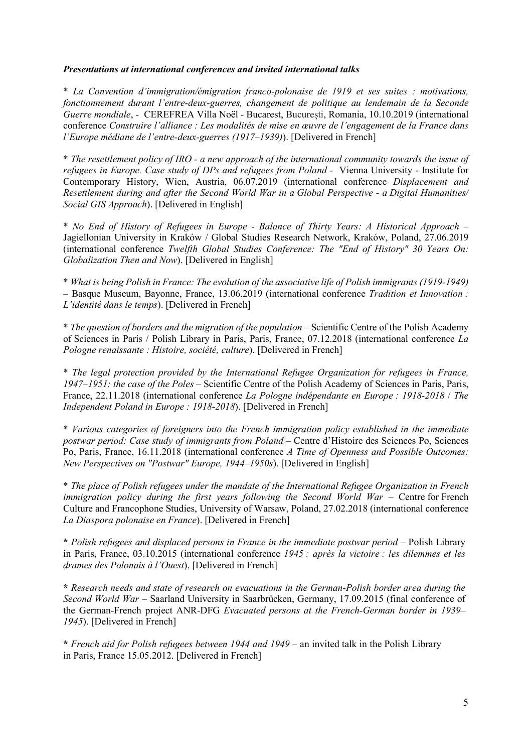***Presentations at international conferences and invited international talks***

* *La Convention d'immigration/émigration franco-polonaise de 1919 et ses suites : motivations, fonctionnement durant l'entre-deux-guerres, changement de politique au lendemain de la Seconde Guerre mondiale*, - CEREFREA Villa Noël - Bucarest, București, Romania, 10.10.2019 (international conference *Construire l'alliance : Les modalités de mise en œuvre de l'engagement de la France dans l'Europe médiane de l'entre-deux-guerres (1917–1939)*). [Delivered in French]

* *The resettlement policy of IRO - a new approach of the international community towards the issue of refugees in Europe. Case study of DPs and refugees from Poland* - Vienna University - Institute for Contemporary History, Wien, Austria, 06.07.2019 (international conference *Displacement and Resettlement during and after the Second World War in a Global Perspective - a Digital Humanities/ Social GIS Approach*). [Delivered in English]

* *No End of History of Refugees in Europe - Balance of Thirty Years: A Historical Approach* – Jagiellonian University in Kraków / Global Studies Research Network, Kraków, Poland, 27.06.2019 (international conference *Twelfth Global Studies Conference: The "End of History" 30 Years On: Globalization Then and Now*). [Delivered in English]

* *What is being Polish in France: The evolution of the associative life of Polish immigrants (1919-1949)* – Basque Museum, Bayonne, France, 13.06.2019 (international conference *Tradition et Innovation : L'identité dans le temps*). [Delivered in French]

* *The question of borders and the migration of the population* – Scientific Centre of the Polish Academy of Sciences in Paris / Polish Library in Paris, Paris, France, 07.12.2018 (international conference *La Pologne renaissante : Histoire, société, culture*). [Delivered in French]

* *The legal protection provided by the International Refugee Organization for refugees in France, 1947–1951: the case of the Poles* – Scientific Centre of the Polish Academy of Sciences in Paris, Paris, France, 22.11.2018 (international conference *La Pologne indépendante en Europe : 1918-2018* / *The Independent Poland in Europe : 1918-2018*). [Delivered in French]

* *Various categories of foreigners into the French immigration policy established in the immediate postwar period: Case study of immigrants from Poland* – Centre d'Histoire des Sciences Po, Sciences Po, Paris, France, 16.11.2018 (international conference *A Time of Openness and Possible Outcomes: New Perspectives on "Postwar" Europe, 1944–1950s*). [Delivered in English]

* *The place of Polish refugees under the mandate of the International Refugee Organization in French immigration policy during the first years following the Second World War* – Centre for French Culture and Francophone Studies, University of Warsaw, Poland, 27.02.2018 (international conference *La Diaspora polonaise en France*). [Delivered in French]

* *Polish refugees and displaced persons in France in the immediate postwar period* – Polish Library in Paris, France, 03.10.2015 (international conference *1945 : après la victoire : les dilemmes et les drames des Polonais à l'Ouest*). [Delivered in French]

* *Research needs and state of research on evacuations in the German-Polish border area during the Second World War* – Saarland University in Saarbrücken, Germany, 17.09.2015 (final conference of the German-French project ANR-DFG *Evacuated persons at the French-German border in 1939–1945*). [Delivered in French]

* *French aid for Polish refugees between 1944 and 1949* – an invited talk in the Polish Library in Paris, France 15.05.2012. [Delivered in French]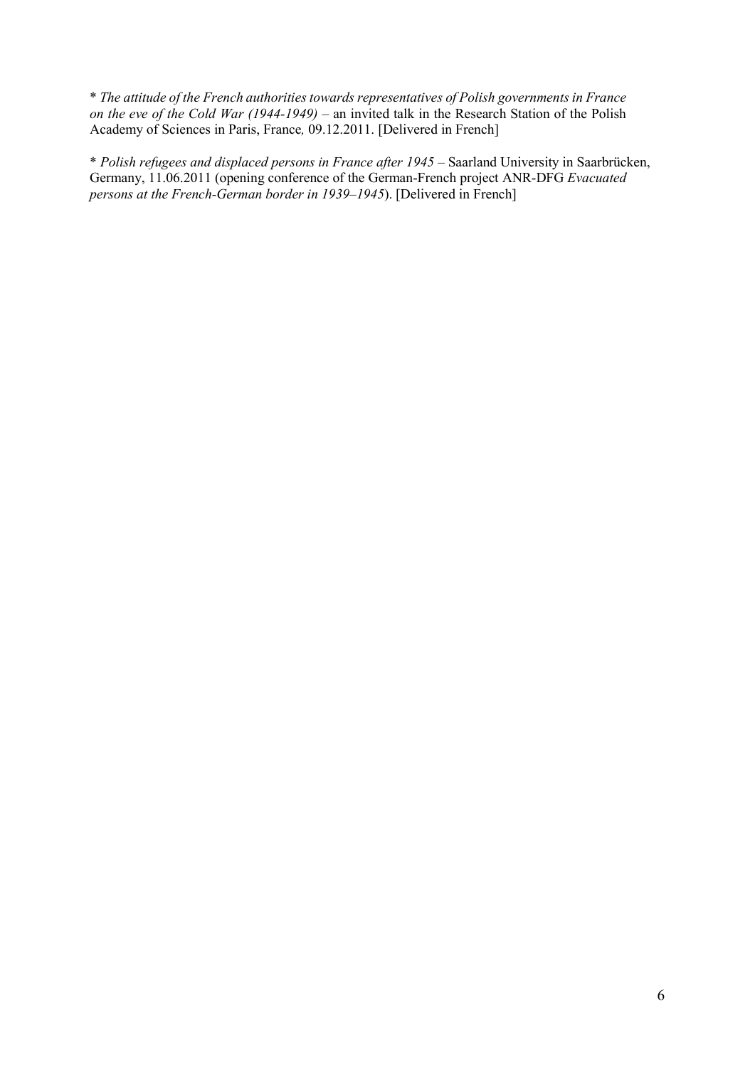* *The attitude of the French authorities towards representatives of Polish governments in France on the eve of the Cold War (1944-1949)* – an invited talk in the Research Station of the Polish Academy of Sciences in Paris, France*,* 09.12.2011. [Delivered in French]

* *Polish refugees and displaced persons in France after 1945* – Saarland University in Saarbrücken, Germany, 11.06.2011 (opening conference of the German-French project ANR-DFG *Evacuated persons at the French-German border in 1939–1945*). [Delivered in French]